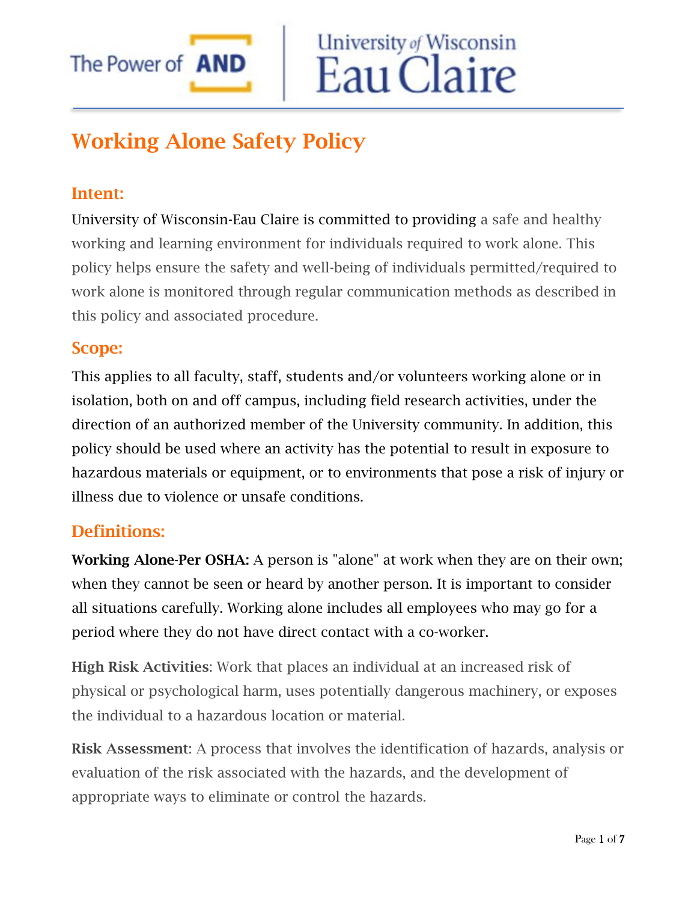The Power of AND | University of Wisconsin Eau Claire

# Working Alone Safety Policy

## Intent:

University of Wisconsin-Eau Claire is committed to providing a safe and healthy working and learning environment for individuals required to work alone. This policy helps ensure the safety and well-being of individuals permitted/required to work alone is monitored through regular communication methods as described in this policy and associated procedure.

## Scope:

This applies to all faculty, staff, students and/or volunteers working alone or in isolation, both on and off campus, including field research activities, under the direction of an authorized member of the University community. In addition, this policy should be used where an activity has the potential to result in exposure to hazardous materials or equipment, or to environments that pose a risk of injury or illness due to violence or unsafe conditions.

## Definitions:

**Working Alone-Per OSHA:** A person is "alone" at work when they are on their own; when they cannot be seen or heard by another person. It is important to consider all situations carefully. Working alone includes all employees who may go for a period where they do not have direct contact with a co-worker.

**High Risk Activities**: Work that places an individual at an increased risk of physical or psychological harm, uses potentially dangerous machinery, or exposes the individual to a hazardous location or material.

**Risk Assessment**: A process that involves the identification of hazards, analysis or evaluation of the risk associated with the hazards, and the development of appropriate ways to eliminate or control the hazards.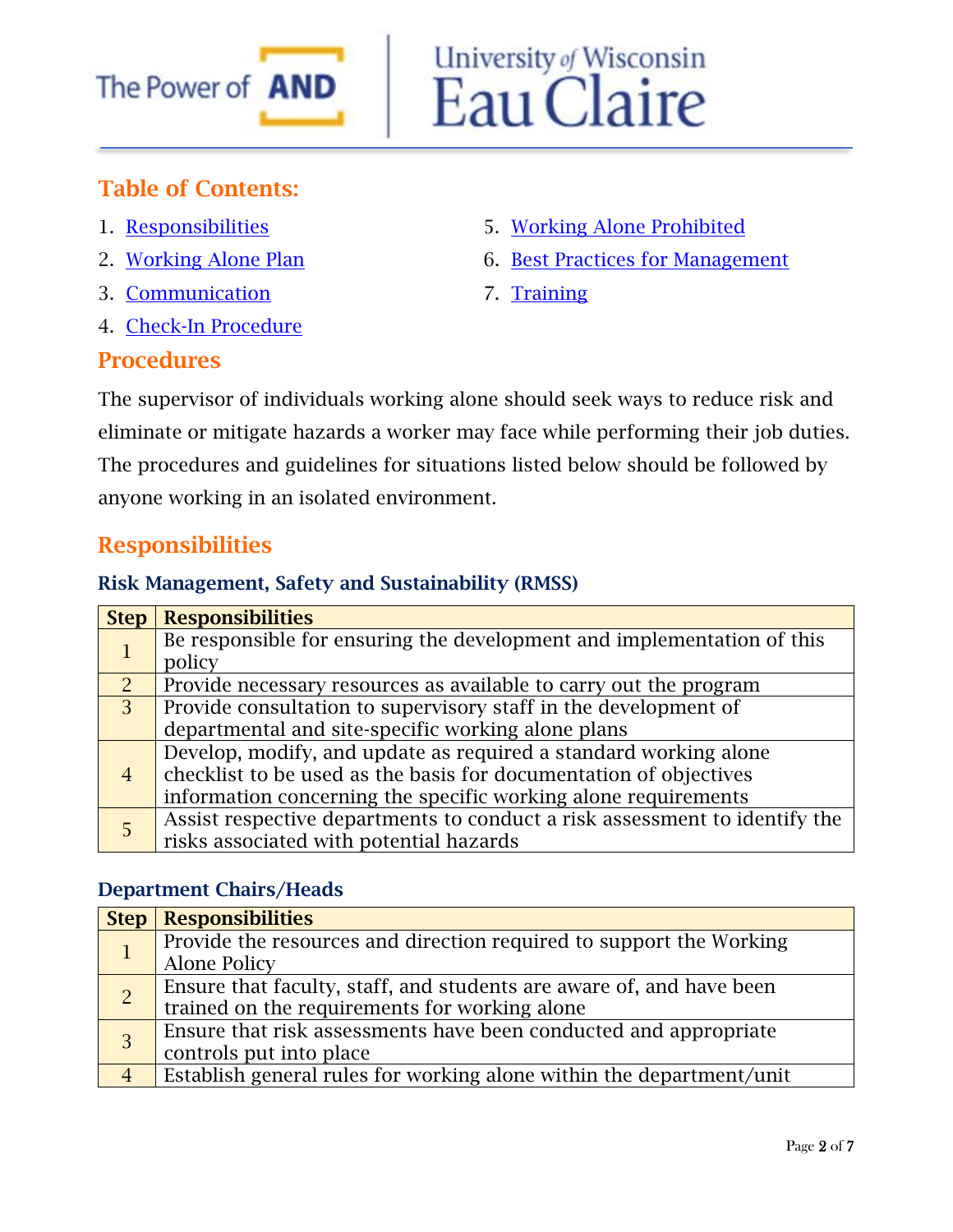## Table of Contents:

1. Responsibilities
2. Working Alone Plan
3. Communication
4. Check-In Procedure
5. Working Alone Prohibited
6. Best Practices for Management
7. Training

## Procedures

The supervisor of individuals working alone should seek ways to reduce risk and eliminate or mitigate hazards a worker may face while performing their job duties. The procedures and guidelines for situations listed below should be followed by anyone working in an isolated environment.

## Responsibilities

### Risk Management, Safety and Sustainability (RMSS)

| Step | Responsibilities |
|---|---|
| 1 | Be responsible for ensuring the development and implementation of this policy |
| 2 | Provide necessary resources as available to carry out the program |
| 3 | Provide consultation to supervisory staff in the development of departmental and site-specific working alone plans |
| 4 | Develop, modify, and update as required a standard working alone checklist to be used as the basis for documentation of objectives information concerning the specific working alone requirements |
| 5 | Assist respective departments to conduct a risk assessment to identify the risks associated with potential hazards |

### Department Chairs/Heads

| Step | Responsibilities |
|---|---|
| 1 | Provide the resources and direction required to support the Working Alone Policy |
| 2 | Ensure that faculty, staff, and students are aware of, and have been trained on the requirements for working alone |
| 3 | Ensure that risk assessments have been conducted and appropriate controls put into place |
| 4 | Establish general rules for working alone within the department/unit |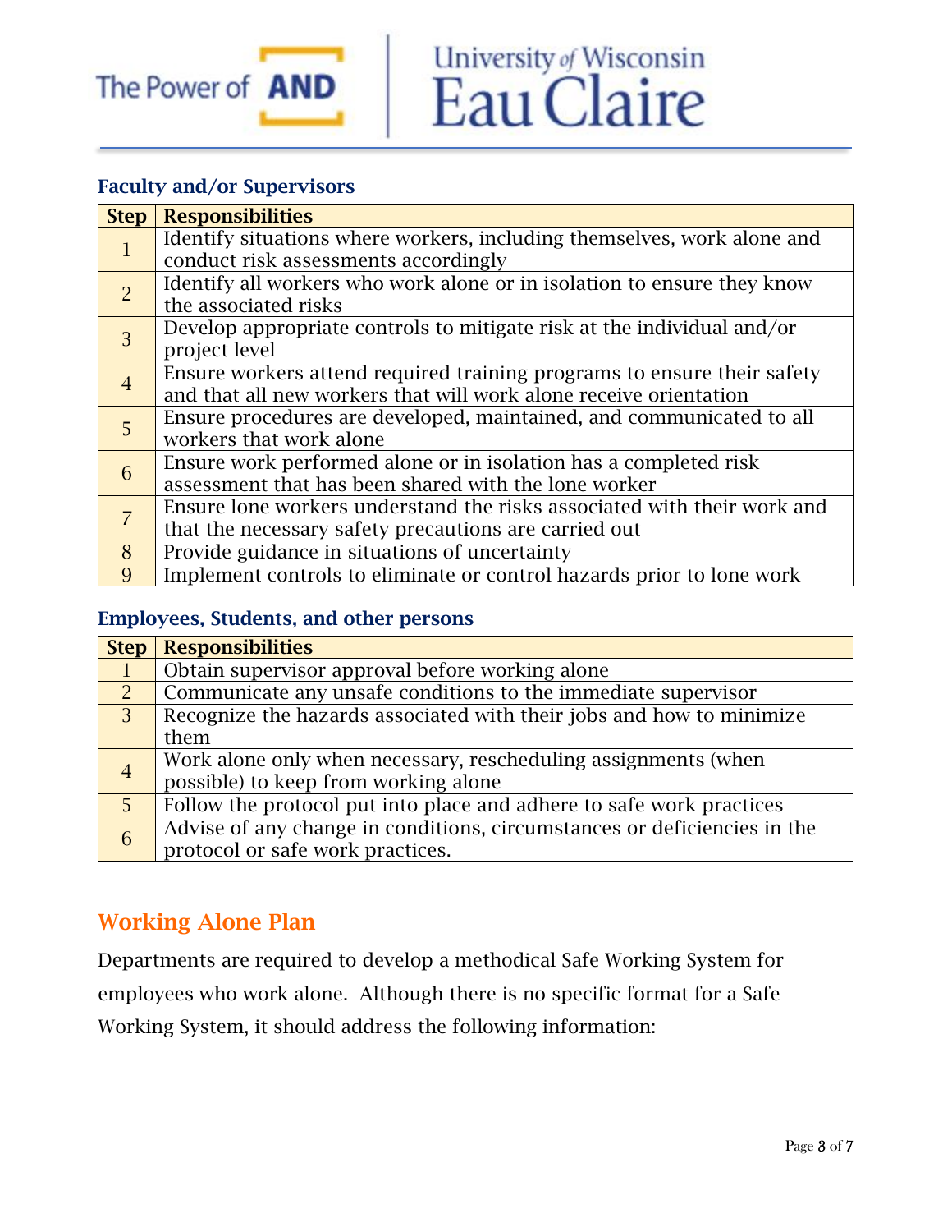### Faculty and/or Supervisors

| Step | Responsibilities |
|---|---|
| 1 | Identify situations where workers, including themselves, work alone and conduct risk assessments accordingly |
| 2 | Identify all workers who work alone or in isolation to ensure they know the associated risks |
| 3 | Develop appropriate controls to mitigate risk at the individual and/or project level |
| 4 | Ensure workers attend required training programs to ensure their safety and that all new workers that will work alone receive orientation |
| 5 | Ensure procedures are developed, maintained, and communicated to all workers that work alone |
| 6 | Ensure work performed alone or in isolation has a completed risk assessment that has been shared with the lone worker |
| 7 | Ensure lone workers understand the risks associated with their work and that the necessary safety precautions are carried out |
| 8 | Provide guidance in situations of uncertainty |
| 9 | Implement controls to eliminate or control hazards prior to lone work |

### Employees, Students, and other persons

| Step | Responsibilities |
|---|---|
| 1 | Obtain supervisor approval before working alone |
| 2 | Communicate any unsafe conditions to the immediate supervisor |
| 3 | Recognize the hazards associated with their jobs and how to minimize them |
| 4 | Work alone only when necessary, rescheduling assignments (when possible) to keep from working alone |
| 5 | Follow the protocol put into place and adhere to safe work practices |
| 6 | Advise of any change in conditions, circumstances or deficiencies in the protocol or safe work practices. |

## Working Alone Plan

Departments are required to develop a methodical Safe Working System for employees who work alone. Although there is no specific format for a Safe Working System, it should address the following information: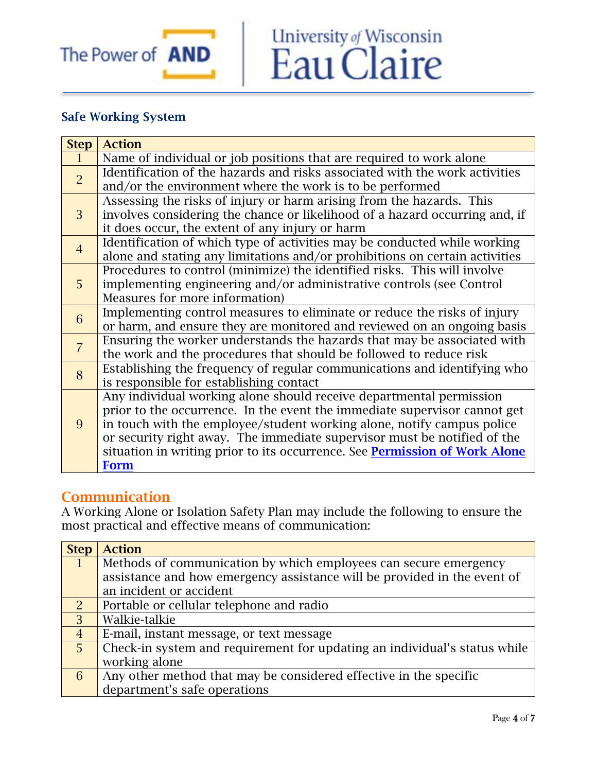### Safe Working System

| Step | Action |
|---|---|
| 1 | Name of individual or job positions that are required to work alone |
| 2 | Identification of the hazards and risks associated with the work activities and/or the environment where the work is to be performed |
| 3 | Assessing the risks of injury or harm arising from the hazards. This involves considering the chance or likelihood of a hazard occurring and, if it does occur, the extent of any injury or harm |
| 4 | Identification of which type of activities may be conducted while working alone and stating any limitations and/or prohibitions on certain activities |
| 5 | Procedures to control (minimize) the identified risks. This will involve implementing engineering and/or administrative controls (see Control Measures for more information) |
| 6 | Implementing control measures to eliminate or reduce the risks of injury or harm, and ensure they are monitored and reviewed on an ongoing basis |
| 7 | Ensuring the worker understands the hazards that may be associated with the work and the procedures that should be followed to reduce risk |
| 8 | Establishing the frequency of regular communications and identifying who is responsible for establishing contact |
| 9 | Any individual working alone should receive departmental permission prior to the occurrence. In the event the immediate supervisor cannot get in touch with the employee/student working alone, notify campus police or security right away. The immediate supervisor must be notified of the situation in writing prior to its occurrence. See **Permission of Work Alone Form** |

## Communication

A Working Alone or Isolation Safety Plan may include the following to ensure the most practical and effective means of communication:

| Step | Action |
|---|---|
| 1 | Methods of communication by which employees can secure emergency assistance and how emergency assistance will be provided in the event of an incident or accident |
| 2 | Portable or cellular telephone and radio |
| 3 | Walkie-talkie |
| 4 | E-mail, instant message, or text message |
| 5 | Check-in system and requirement for updating an individual's status while working alone |
| 6 | Any other method that may be considered effective in the specific department's safe operations |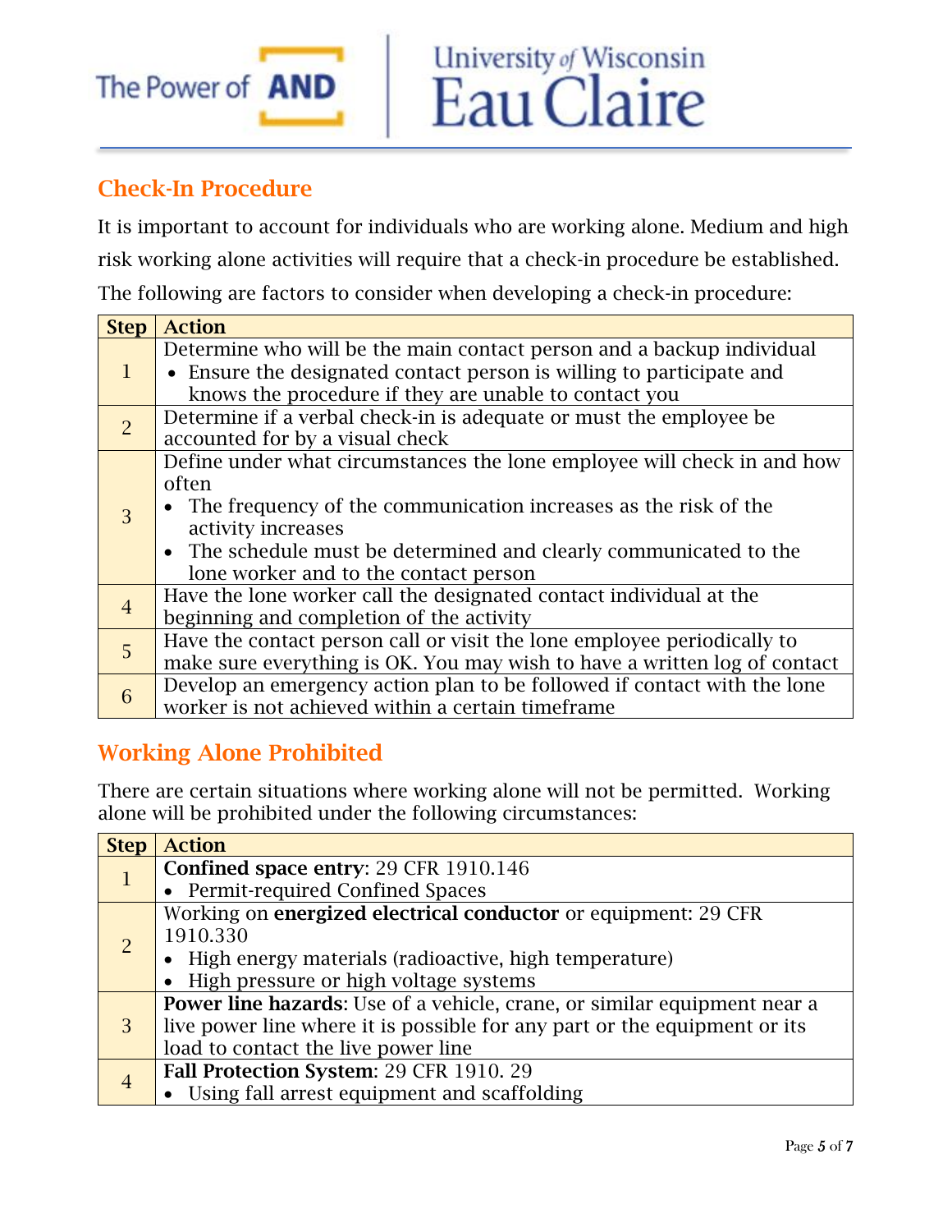## Check-In Procedure

It is important to account for individuals who are working alone. Medium and high risk working alone activities will require that a check-in procedure be established. The following are factors to consider when developing a check-in procedure:

| Step | Action |
|---|---|
| 1 | Determine who will be the main contact person and a backup individual<br>• Ensure the designated contact person is willing to participate and knows the procedure if they are unable to contact you |
| 2 | Determine if a verbal check-in is adequate or must the employee be accounted for by a visual check |
| 3 | Define under what circumstances the lone employee will check in and how often<br>• The frequency of the communication increases as the risk of the activity increases<br>• The schedule must be determined and clearly communicated to the lone worker and to the contact person |
| 4 | Have the lone worker call the designated contact individual at the beginning and completion of the activity |
| 5 | Have the contact person call or visit the lone employee periodically to make sure everything is OK. You may wish to have a written log of contact |
| 6 | Develop an emergency action plan to be followed if contact with the lone worker is not achieved within a certain timeframe |

## Working Alone Prohibited

There are certain situations where working alone will not be permitted. Working alone will be prohibited under the following circumstances:

| Step | Action |
|---|---|
| 1 | **Confined space entry**: 29 CFR 1910.146<br>• Permit-required Confined Spaces |
| 2 | Working on **energized electrical conductor** or equipment: 29 CFR 1910.330<br>• High energy materials (radioactive, high temperature)<br>• High pressure or high voltage systems |
| 3 | **Power line hazards**: Use of a vehicle, crane, or similar equipment near a live power line where it is possible for any part or the equipment or its load to contact the live power line |
| 4 | **Fall Protection System**: 29 CFR 1910. 29<br>• Using fall arrest equipment and scaffolding |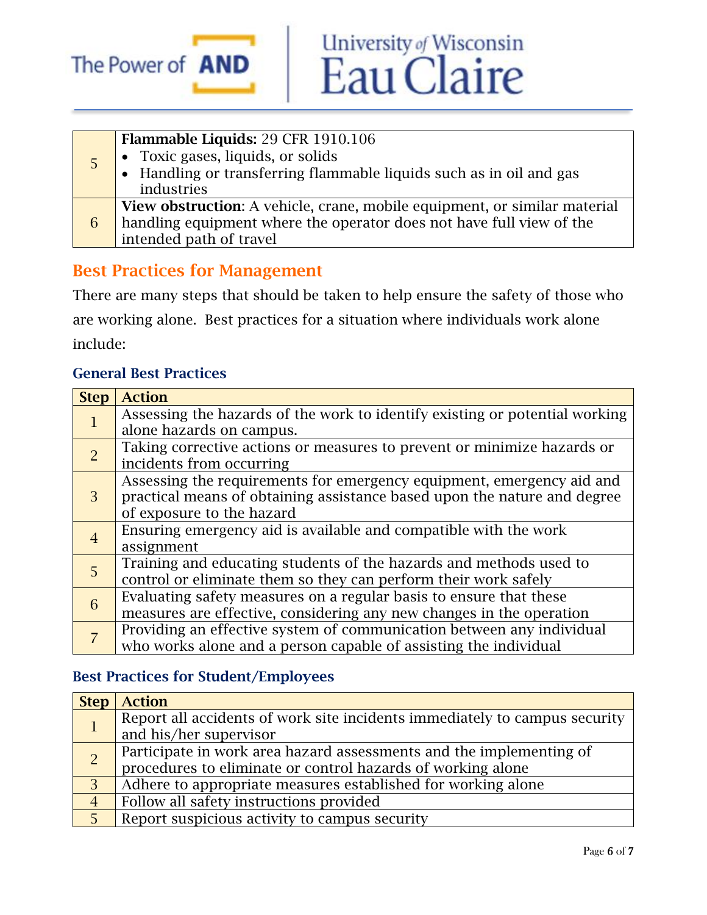| | |
|---|---|
| 5 | **Flammable Liquids:** 29 CFR 1910.106<br>• Toxic gases, liquids, or solids<br>• Handling or transferring flammable liquids such as in oil and gas industries |
| 6 | **View obstruction**: A vehicle, crane, mobile equipment, or similar material handling equipment where the operator does not have full view of the intended path of travel |

## Best Practices for Management

There are many steps that should be taken to help ensure the safety of those who are working alone. Best practices for a situation where individuals work alone include:

### General Best Practices

| Step | Action |
|---|---|
| 1 | Assessing the hazards of the work to identify existing or potential working alone hazards on campus. |
| 2 | Taking corrective actions or measures to prevent or minimize hazards or incidents from occurring |
| 3 | Assessing the requirements for emergency equipment, emergency aid and practical means of obtaining assistance based upon the nature and degree of exposure to the hazard |
| 4 | Ensuring emergency aid is available and compatible with the work assignment |
| 5 | Training and educating students of the hazards and methods used to control or eliminate them so they can perform their work safely |
| 6 | Evaluating safety measures on a regular basis to ensure that these measures are effective, considering any new changes in the operation |
| 7 | Providing an effective system of communication between any individual who works alone and a person capable of assisting the individual |

### Best Practices for Student/Employees

| Step | Action |
|---|---|
| 1 | Report all accidents of work site incidents immediately to campus security and his/her supervisor |
| 2 | Participate in work area hazard assessments and the implementing of procedures to eliminate or control hazards of working alone |
| 3 | Adhere to appropriate measures established for working alone |
| 4 | Follow all safety instructions provided |
| 5 | Report suspicious activity to campus security |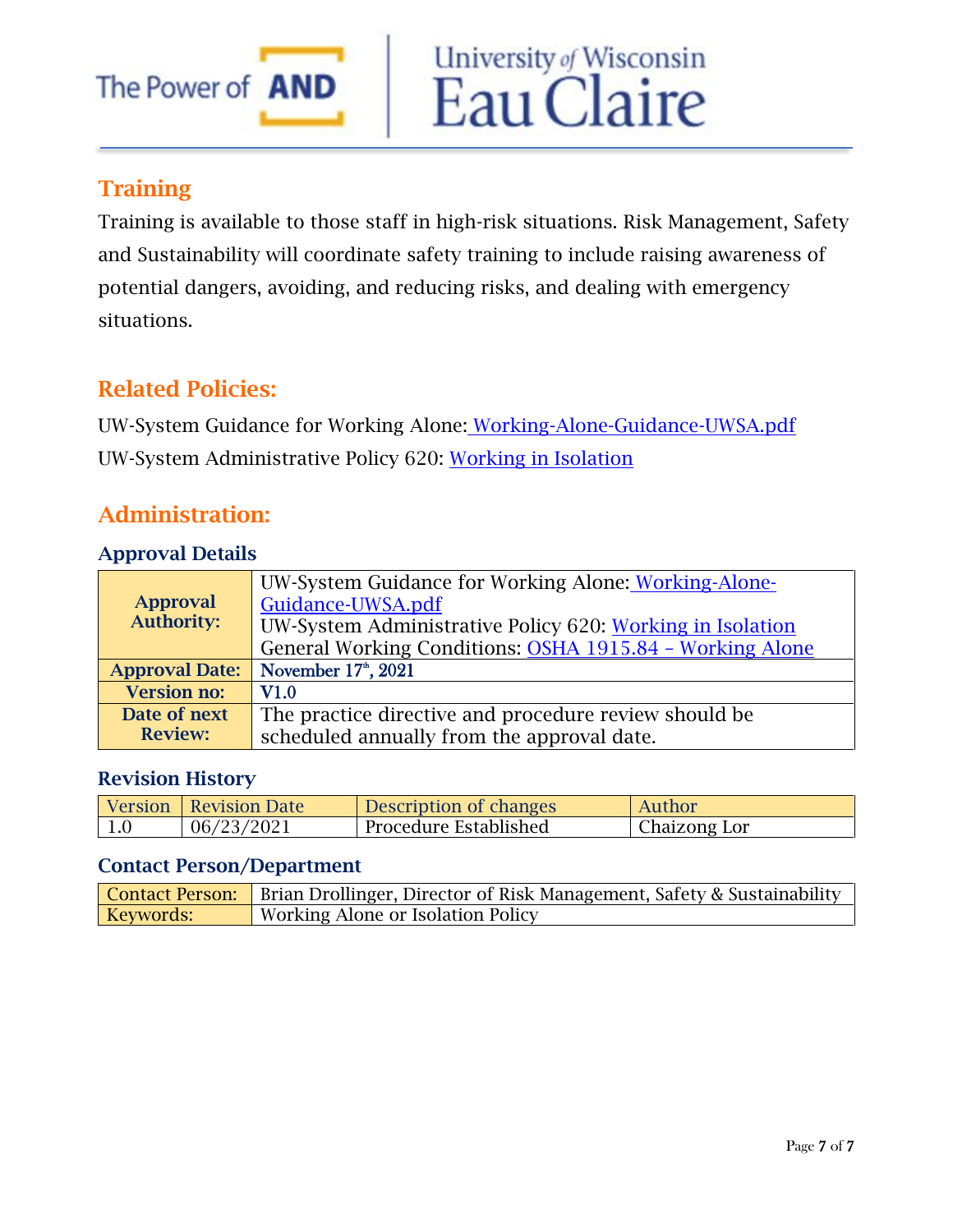## Training

Training is available to those staff in high-risk situations. Risk Management, Safety and Sustainability will coordinate safety training to include raising awareness of potential dangers, avoiding, and reducing risks, and dealing with emergency situations.

## Related Policies:

UW-System Guidance for Working Alone: Working-Alone-Guidance-UWSA.pdf
UW-System Administrative Policy 620: Working in Isolation

## Administration:

### Approval Details

| | |
|---|---|
| **Approval Authority:** | UW-System Guidance for Working Alone: Working-Alone-Guidance-UWSA.pdf<br>UW-System Administrative Policy 620: Working in Isolation<br>General Working Conditions: OSHA 1915.84 – Working Alone |
| **Approval Date:** | **November 17th, 2021** |
| **Version no:** | **V1.0** |
| **Date of next Review:** | The practice directive and procedure review should be scheduled annually from the approval date. |

### Revision History

| Version | Revision Date | Description of changes | Author |
|---|---|---|---|
| 1.0 | 06/23/2021 | Procedure Established | Chaizong Lor |

### Contact Person/Department

| | |
|---|---|
| Contact Person: | Brian Drollinger, Director of Risk Management, Safety & Sustainability |
| Keywords: | Working Alone or Isolation Policy |